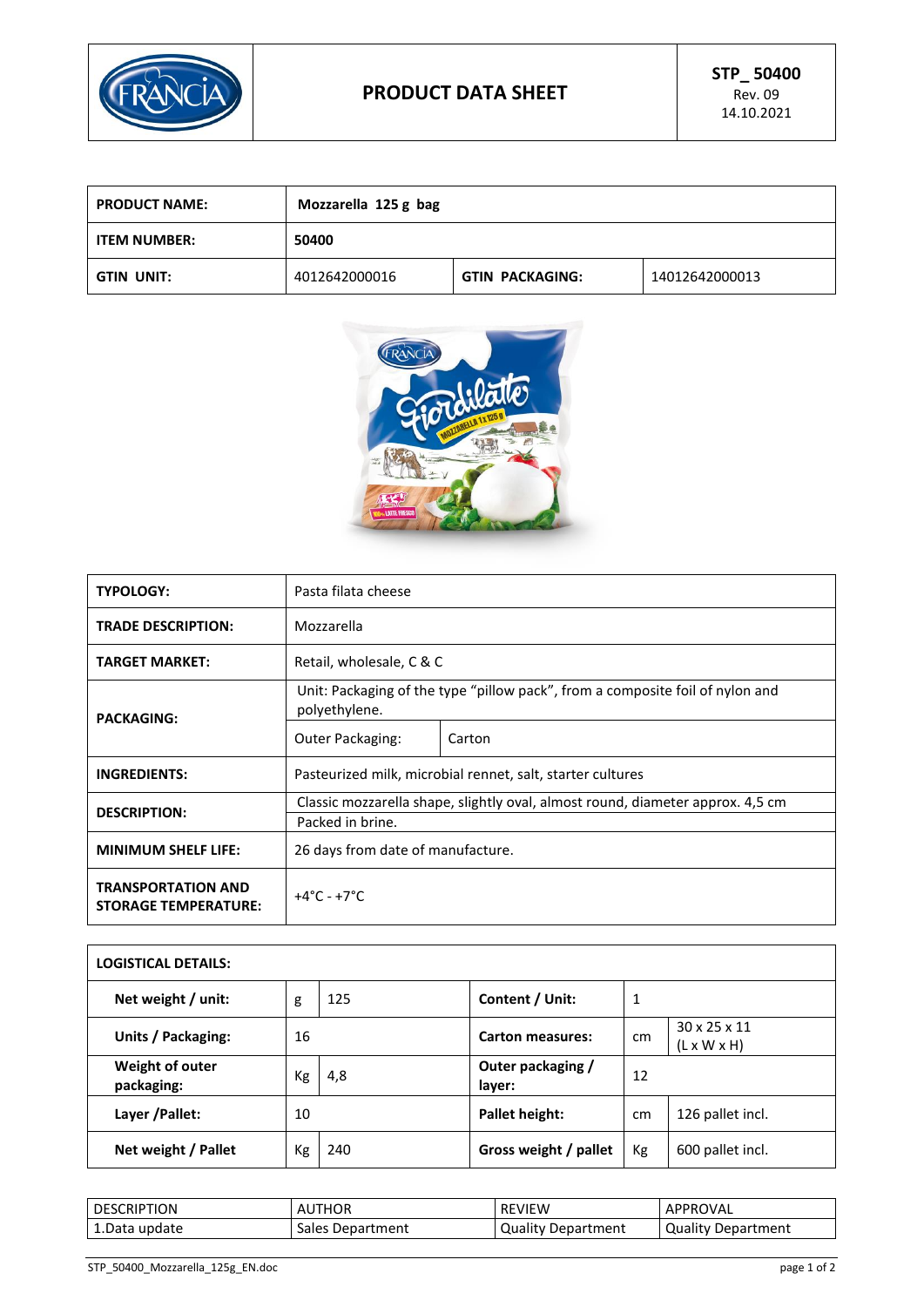# PRODUCT DATA SHEET

**STP_ 50400**
Rev. 09
14.10.2021

| PRODUCT NAME: | Mozzarella 125 g bag | | |
|---|---|---|---|
| **ITEM NUMBER:** | **50400** | | |
| **GTIN UNIT:** | 4012642000016 | **GTIN PACKAGING:** | 14012642000013 |

| TYPOLOGY: | Pasta filata cheese | |
|---|---|---|
| **TRADE DESCRIPTION:** | Mozzarella | |
| **TARGET MARKET:** | Retail, wholesale, C & C | |
| **PACKAGING:** | Unit: Packaging of the type "pillow pack", from a composite foil of nylon and polyethylene. | |
| | Outer Packaging: | Carton |
| **INGREDIENTS:** | Pasteurized milk, microbial rennet, salt, starter cultures | |
| **DESCRIPTION:** | Classic mozzarella shape, slightly oval, almost round, diameter approx. 4,5 cm | |
| | Packed in brine. | |
| **MINIMUM SHELF LIFE:** | 26 days from date of manufacture. | |
| **TRANSPORTATION AND STORAGE TEMPERATURE:** | +4°C - +7°C | |

| LOGISTICAL DETAILS: | | | | | |
|---|---|---|---|---|---|
| **Net weight / unit:** | g | 125 | **Content / Unit:** | 1 | |
| **Units / Packaging:** | 16 | | **Carton measures:** | cm | 30 x 25 x 11 (L x W x H) |
| **Weight of outer packaging:** | Kg | 4,8 | **Outer packaging / layer:** | 12 | |
| **Layer /Pallet:** | 10 | | **Pallet height:** | cm | 126 pallet incl. |
| **Net weight / Pallet** | Kg | 240 | **Gross weight / pallet** | Kg | 600 pallet incl. |

| DESCRIPTION | AUTHOR | REVIEW | APPROVAL |
|---|---|---|---|
| 1.Data update | Sales Department | Quality Department | Quality Department |

STP_50400_Mozzarella_125g_EN.doc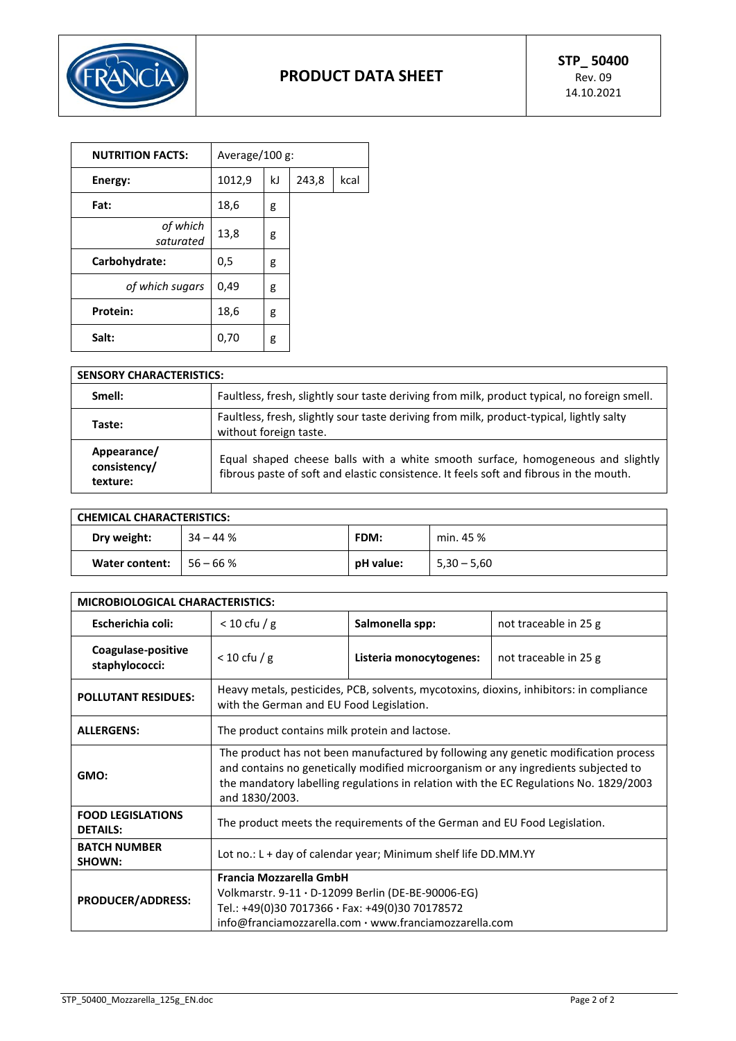| FRANCIA | **PRODUCT DATA SHEET** | **STP_ 50400** Rev. 09 14.10.2021 |
|---|---|---|

| **NUTRITION FACTS:** | Average/100 g: | | | |
|---|---|---|---|---|
| **Energy:** | 1012,9 | kJ | 243,8 | kcal |
| **Fat:** | 18,6 | g | | |
| *of which saturated* | 13,8 | g | | |
| **Carbohydrate:** | 0,5 | g | | |
| *of which sugars* | 0,49 | g | | |
| **Protein:** | 18,6 | g | | |
| **Salt:** | 0,70 | g | | |

| **SENSORY CHARACTERISTICS:** | |
|---|---|
| **Smell:** | Faultless, fresh, slightly sour taste deriving from milk, product typical, no foreign smell. |
| **Taste:** | Faultless, fresh, slightly sour taste deriving from milk, product-typical, lightly salty without foreign taste. |
| **Appearance/ consistency/ texture:** | Equal shaped cheese balls with a white smooth surface, homogeneous and slightly fibrous paste of soft and elastic consistence. It feels soft and fibrous in the mouth. |

| **CHEMICAL CHARACTERISTICS:** | | | |
|---|---|---|---|
| **Dry weight:** | 34 – 44 % | **FDM:** | min. 45 % |
| **Water content:** | 56 – 66 % | **pH value:** | 5,30 – 5,60 |

| **MICROBIOLOGICAL CHARACTERISTICS:** | | | |
|---|---|---|---|
| **Escherichia coli:** | < 10 cfu / g | **Salmonella spp:** | not traceable in 25 g |
| **Coagulase-positive staphylococci:** | < 10 cfu / g | **Listeria monocytogenes:** | not traceable in 25 g |
| **POLLUTANT RESIDUES:** | Heavy metals, pesticides, PCB, solvents, mycotoxins, dioxins, inhibitors: in compliance with the German and EU Food Legislation. | | |
| **ALLERGENS:** | The product contains milk protein and lactose. | | |
| **GMO:** | The product has not been manufactured by following any genetic modification process and contains no genetically modified microorganism or any ingredients subjected to the mandatory labelling regulations in relation with the EC Regulations No. 1829/2003 and 1830/2003. | | |
| **FOOD LEGISLATIONS DETAILS:** | The product meets the requirements of the German and EU Food Legislation. | | |
| **BATCH NUMBER SHOWN:** | Lot no.: L + day of calendar year; Minimum shelf life DD.MM.YY | | |
| **PRODUCER/ADDRESS:** | **Francia Mozzarella GmbH** Volkmarstr. 9-11 · D-12099 Berlin (DE-BE-90006-EG) Tel.: +49(0)30 7017366 · Fax: +49(0)30 70178572 info@franciamozzarella.com · www.franciamozzarella.com | | |

STP_50400_Mozzarella_125g_EN.doc